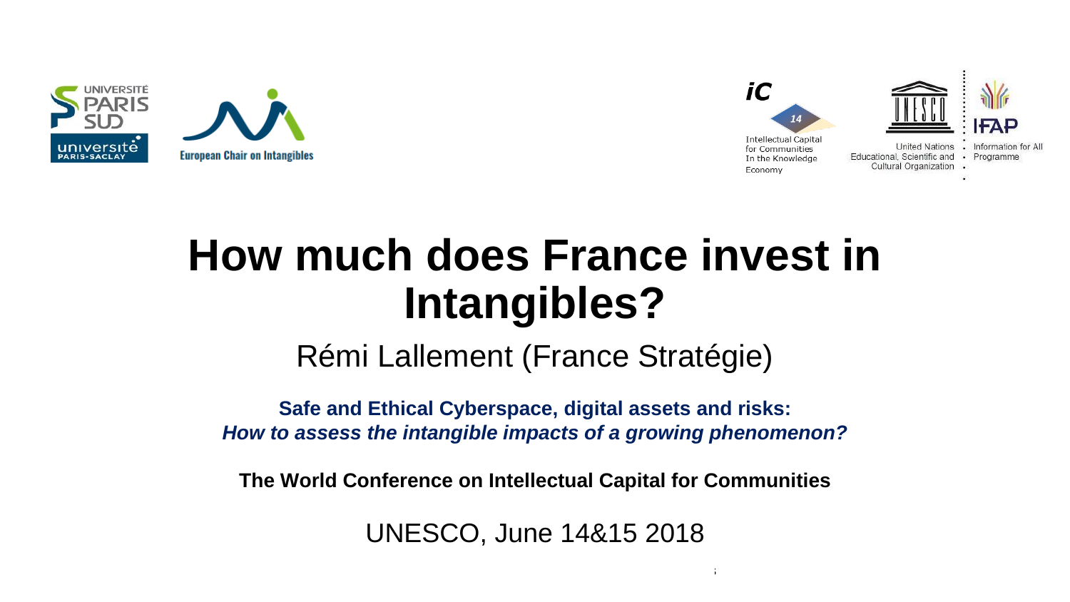# How much does France invest in Intangibles?

Rémi Lallement (France Stratégie)

**Safe and Ethical Cyberspace, digital assets and risks:**
***How to assess the intangible impacts of a growing phenomenon?***

**The World Conference on Intellectual Capital for Communities**

UNESCO, June 14&15 2018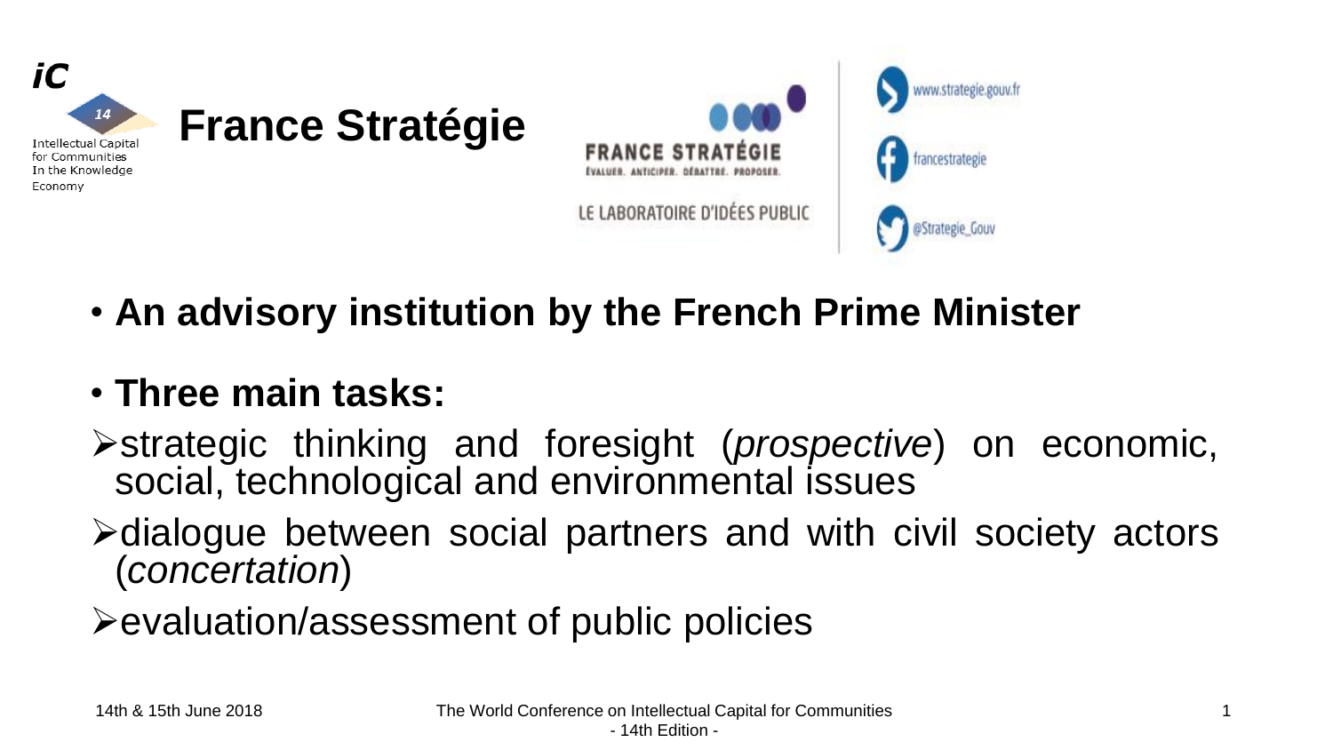# France Stratégie

FRANCE STRATÉGIE

ÉVALUER. ANTICIPER. DÉBATTRE. PROPOSER.

LE LABORATOIRE D'IDÉES PUBLIC

www.strategie.gouv.fr

francestrategie

@Strategie_Gouv

- **An advisory institution by the French Prime Minister**
- **Three main tasks:**
  - strategic thinking and foresight (*prospective*) on economic, social, technological and environmental issues
  - dialogue between social partners and with civil society actors (*concertation*)
  - evaluation/assessment of public policies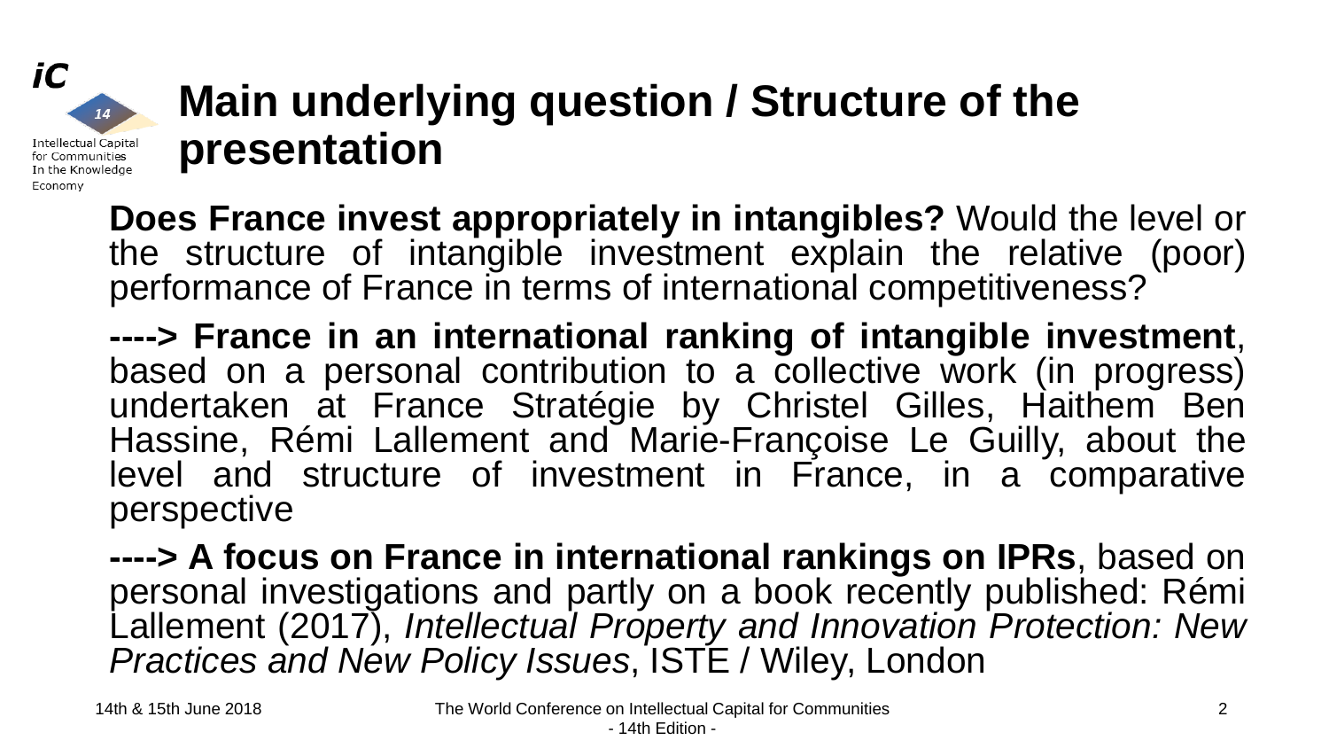# Main underlying question / Structure of the presentation

**Does France invest appropriately in intangibles?** Would the level or the structure of intangible investment explain the relative (poor) performance of France in terms of international competitiveness?

**----> France in an international ranking of intangible investment**, based on a personal contribution to a collective work (in progress) undertaken at France Stratégie by Christel Gilles, Haithem Ben Hassine, Rémi Lallement and Marie-Françoise Le Guilly, about the level and structure of investment in France, in a comparative perspective

**----> A focus on France in international rankings on IPRs**, based on personal investigations and partly on a book recently published: Rémi Lallement (2017), *Intellectual Property and Innovation Protection: New Practices and New Policy Issues*, ISTE / Wiley, London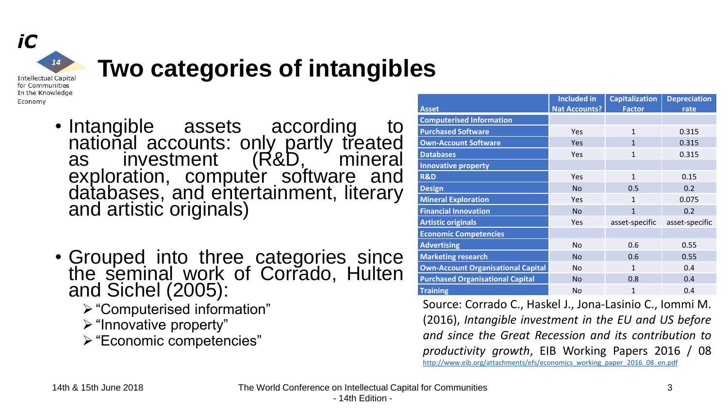# Two categories of intangibles

- Intangible assets according to national accounts: only partly treated as investment (R&D, mineral exploration, computer software and databases, and entertainment, literary and artistic originals)

- Grouped into three categories since the seminal work of Corrado, Hulten and Sichel (2005):
  - "Computerised information"
  - "Innovative property"
  - "Economic competencies"

| Asset | Included in Nat Accounts? | Capitalization Factor | Depreciation rate |
|---|---|---|---|
| **Computerised Information** | | | |
| **Purchased Software** | Yes | 1 | 0.315 |
| **Own-Account Software** | Yes | 1 | 0.315 |
| **Databases** | Yes | 1 | 0.315 |
| **Innovative property** | | | |
| **R&D** | Yes | 1 | 0.15 |
| **Design** | No | 0.5 | 0.2 |
| **Mineral Exploration** | Yes | 1 | 0.075 |
| **Financial Innovation** | No | 1 | 0.2 |
| **Artistic originals** | Yes | asset-specific | asset-specific |
| **Economic Competencies** | | | |
| **Advertising** | No | 0.6 | 0.55 |
| **Marketing research** | No | 0.6 | 0.55 |
| **Own-Account Organisational Capital** | No | 1 | 0.4 |
| **Purchased Organisational Capital** | No | 0.8 | 0.4 |
| **Training** | No | 1 | 0.4 |

Source: Corrado C., Haskel J., Jona-Lasinio C., Iommi M. (2016), *Intangible investment in the EU and US before and since the Great Recession and its contribution to productivity growth*, EIB Working Papers 2016 / 08 http://www.eib.org/attachments/efs/economics_working_paper_2016_08_en.pdf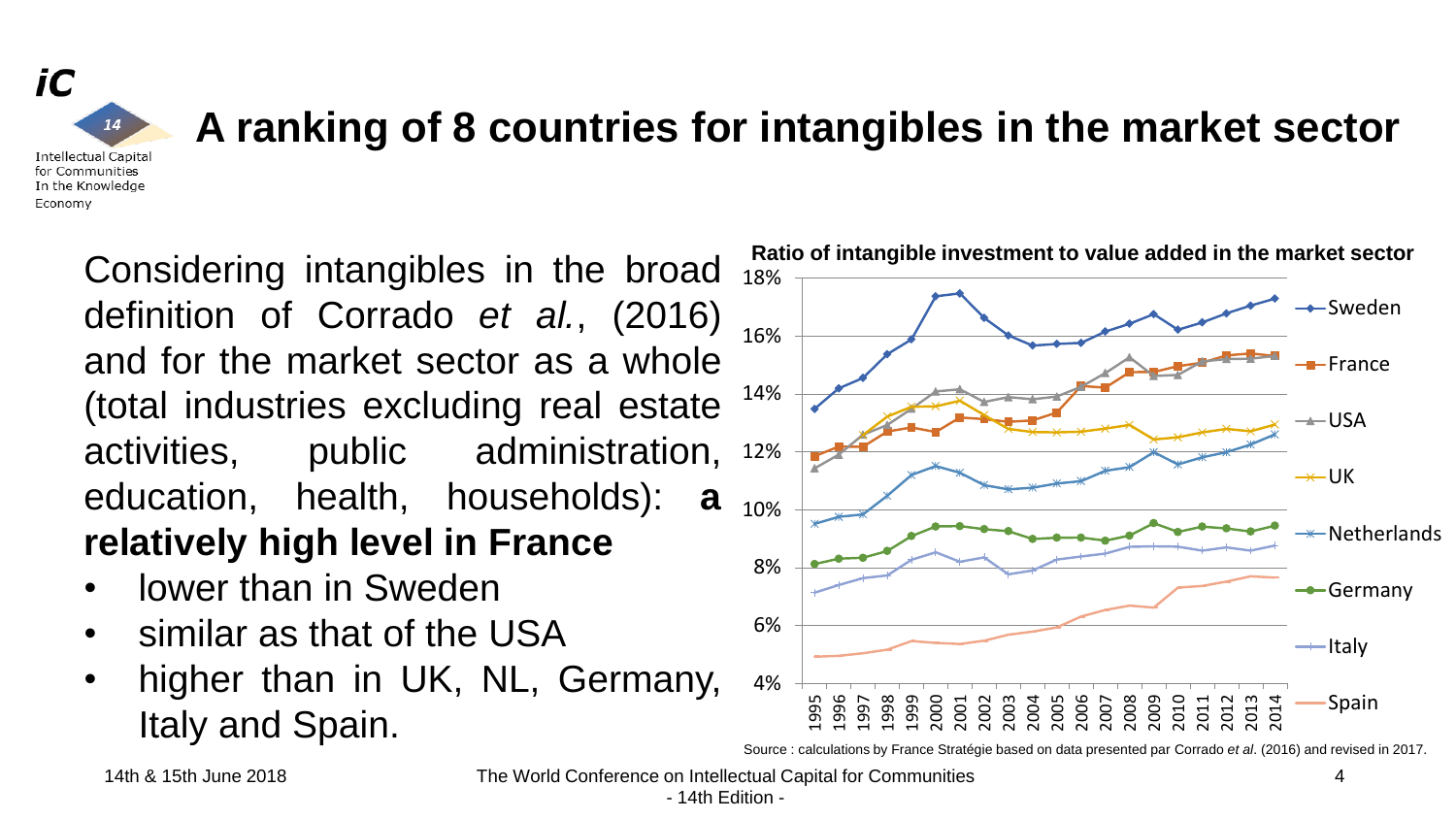# A ranking of 8 countries for intangibles in the market sector

Considering intangibles in the broad definition of Corrado *et al.*, (2016) and for the market sector as a whole (total industries excluding real estate activities, public administration, education, health, households): **a relatively high level in France**

- lower than in Sweden
- similar as that of the USA
- higher than in UK, NL, Germany, Italy and Spain.

**Ratio of intangible investment to value added in the market sector**

Source : calculations by France Stratégie based on data presented par Corrado *et al*. (2016) and revised in 2017.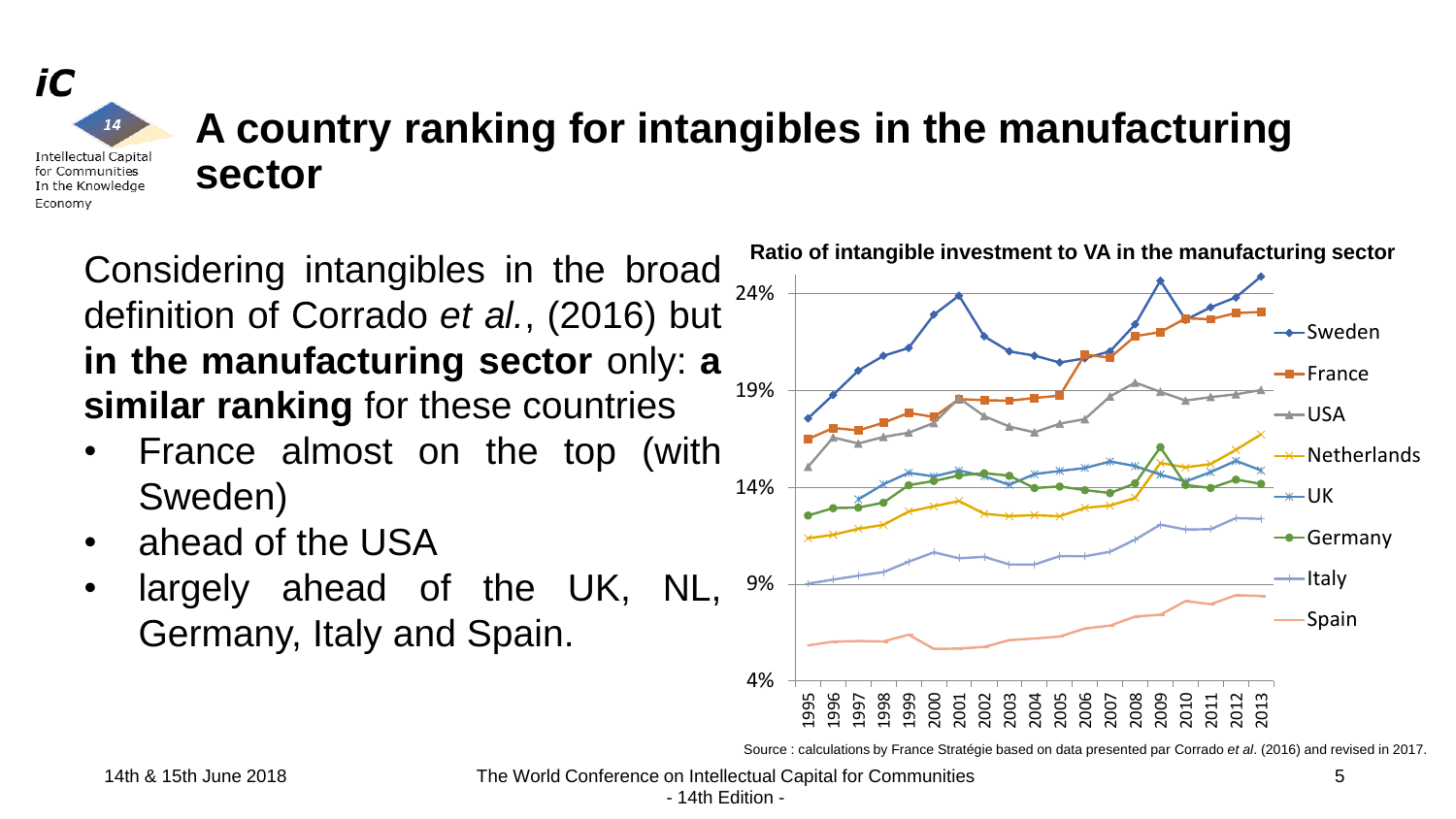# A country ranking for intangibles in the manufacturing sector

Considering intangibles in the broad definition of Corrado *et al.*, (2016) but **in the manufacturing sector** only: **a similar ranking** for these countries

- France almost on the top (with Sweden)
- ahead of the USA
- largely ahead of the UK, NL, Germany, Italy and Spain.

**Ratio of intangible investment to VA in the manufacturing sector**

Source : calculations by France Stratégie based on data presented par Corrado *et al*. (2016) and revised in 2017.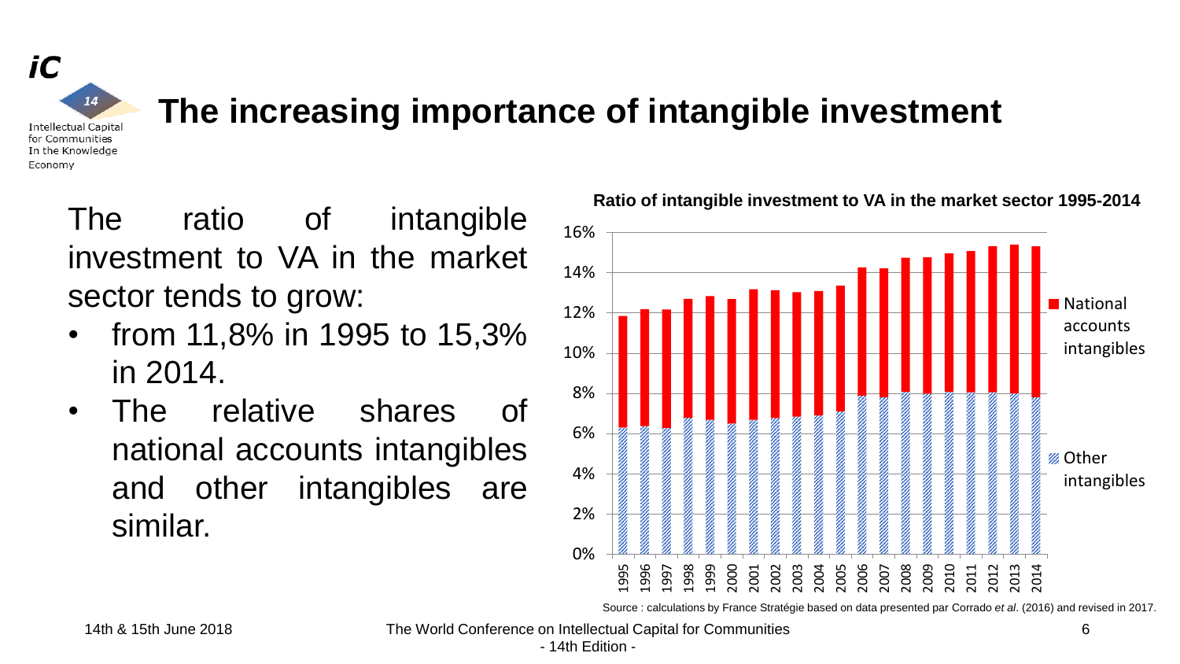# The increasing importance of intangible investment

The ratio of intangible investment to VA in the market sector tends to grow:

- from 11,8% in 1995 to 15,3% in 2014.
- The relative shares of national accounts intangibles and other intangibles are similar.

**Ratio of intangible investment to VA in the market sector 1995-2014**

Source : calculations by France Stratégie based on data presented par Corrado *et al*. (2016) and revised in 2017.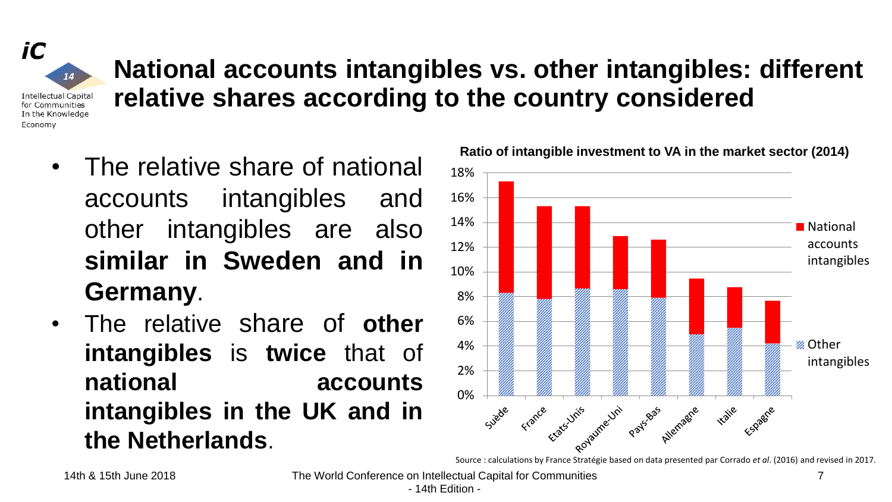# National accounts intangibles vs. other intangibles: different relative shares according to the country considered

- The relative share of national accounts intangibles and other intangibles are also **similar in Sweden and in Germany**.
- The relative share of **other intangibles** is **twice** that of **national accounts intangibles in the UK and in the Netherlands**.

**Ratio of intangible investment to VA in the market sector (2014)**

Source : calculations by France Stratégie based on data presented par Corrado *et al*. (2016) and revised in 2017.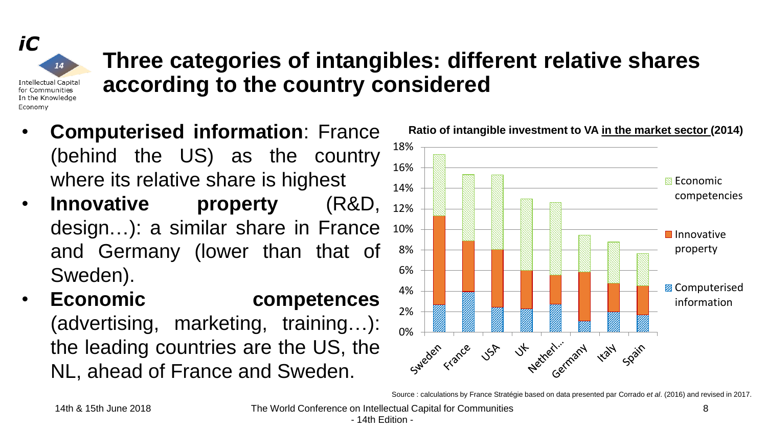# Three categories of intangibles: different relative shares according to the country considered

- **Computerised information**: France (behind the US) as the country where its relative share is highest
- **Innovative property** (R&D, design…): a similar share in France and Germany (lower than that of Sweden).
- **Economic competences** (advertising, marketing, training…): the leading countries are the US, the NL, ahead of France and Sweden.

**Ratio of intangible investment to VA in the market sector (2014)**

Source : calculations by France Stratégie based on data presented par Corrado *et al*. (2016) and revised in 2017.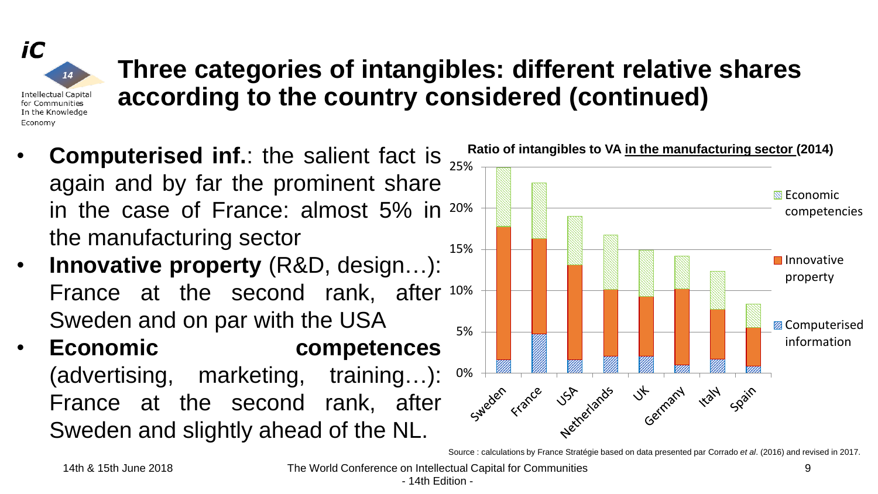# Three categories of intangibles: different relative shares according to the country considered (continued)

- **Computerised inf.**: the salient fact is again and by far the prominent share in the case of France: almost 5% in the manufacturing sector
- **Innovative property** (R&D, design…): France at the second rank, after Sweden and on par with the USA
- **Economic competences** (advertising, marketing, training…): France at the second rank, after Sweden and slightly ahead of the NL.

**Ratio of intangibles to VA in the manufacturing sector (2014)**

Source : calculations by France Stratégie based on data presented par Corrado *et al*. (2016) and revised in 2017.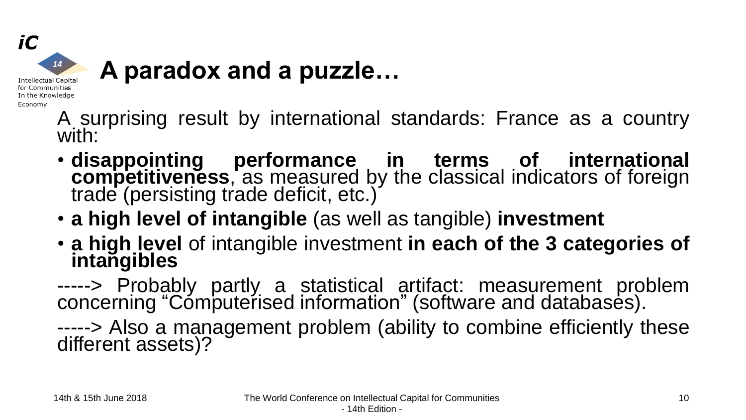# A paradox and a puzzle…

A surprising result by international standards: France as a country with:

- **disappointing performance in terms of international competitiveness**, as measured by the classical indicators of foreign trade (persisting trade deficit, etc.)
- **a high level of intangible** (as well as tangible) **investment**
- **a high level** of intangible investment **in each of the 3 categories of intangibles**

-----> Probably partly a statistical artifact: measurement problem concerning "Computerised information" (software and databases).

-----> Also a management problem (ability to combine efficiently these different assets)?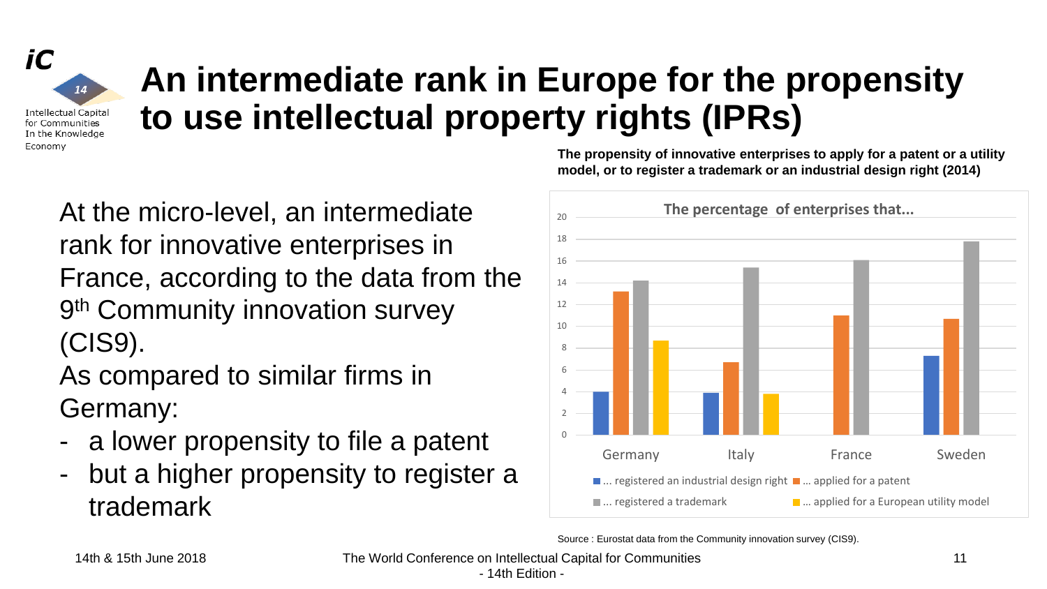# An intermediate rank in Europe for the propensity to use intellectual property rights (IPRs)

At the micro-level, an intermediate rank for innovative enterprises in France, according to the data from the 9th Community innovation survey (CIS9).

As compared to similar firms in Germany:

- a lower propensity to file a patent
- but a higher propensity to register a trademark

**The propensity of innovative enterprises to apply for a patent or a utility model, or to register a trademark or an industrial design right (2014)**

The percentage of enterprises that...

| | ... registered an industrial design right | ... applied for a patent | ... registered a trademark | ... applied for a European utility model |
|---|---|---|---|---|
| Germany | 4 | 13.2 | 14.2 | 8.7 |
| Italy | 3.9 | 6.7 | 15.4 | 3.8 |
| France | | 11 | 16.1 | |
| Sweden | 7.3 | 10.7 | 17.8 | |

Source : Eurostat data from the Community innovation survey (CIS9).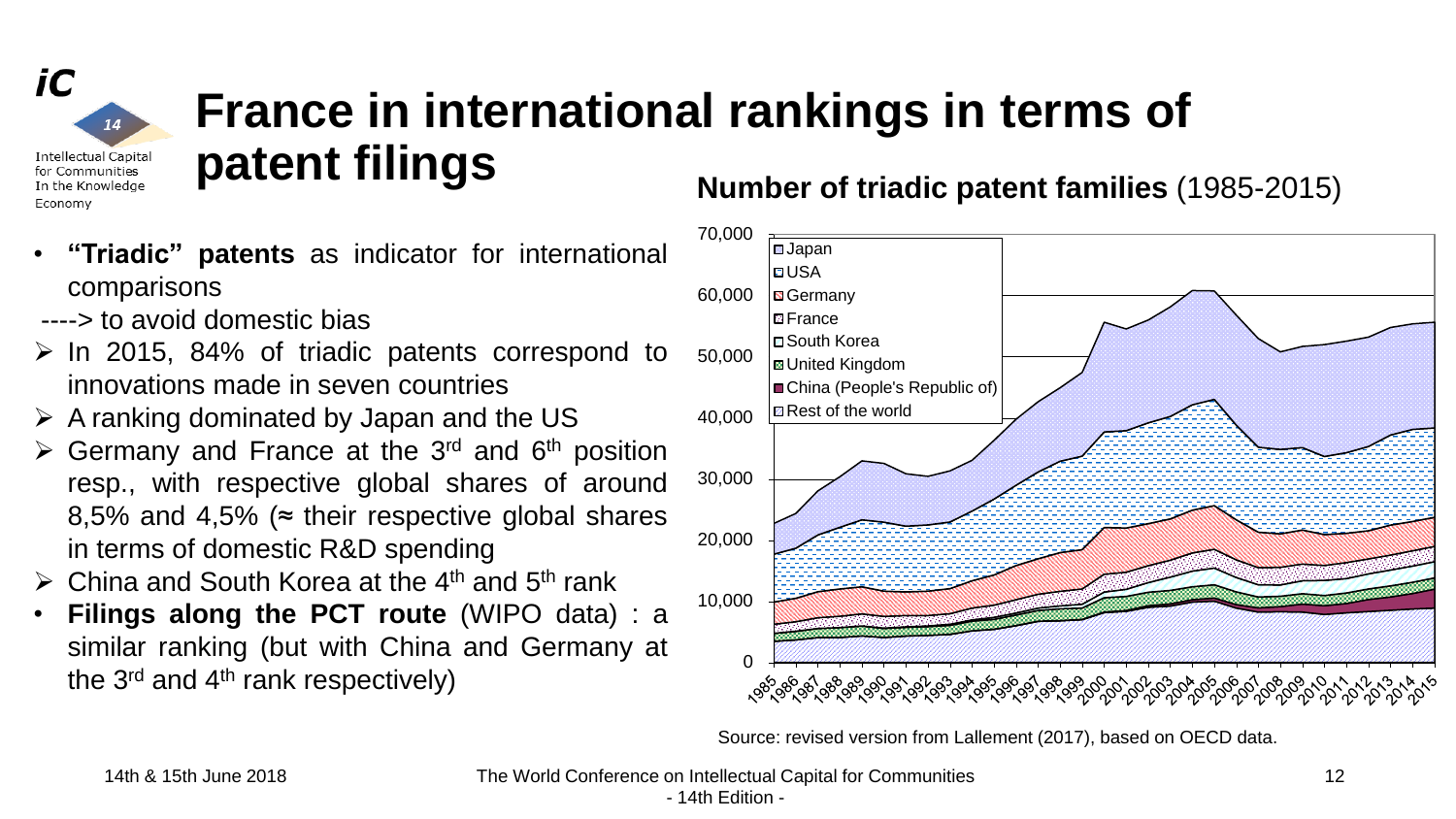# France in international rankings in terms of patent filings

- **"Triadic" patents** as indicator for international comparisons

----> to avoid domestic bias

- In 2015, 84% of triadic patents correspond to innovations made in seven countries
- A ranking dominated by Japan and the US
- Germany and France at the 3rd and 6th position resp., with respective global shares of around 8,5% and 4,5% (≈ their respective global shares in terms of domestic R&D spending
- China and South Korea at the 4th and 5th rank
- **Filings along the PCT route** (WIPO data) : a similar ranking (but with China and Germany at the 3rd and 4th rank respectively)

**Number of triadic patent families** (1985-2015)

Legend: Japan, USA, Germany, France, South Korea, United Kingdom, China (People's Republic of), Rest of the world

Source: revised version from Lallement (2017), based on OECD data.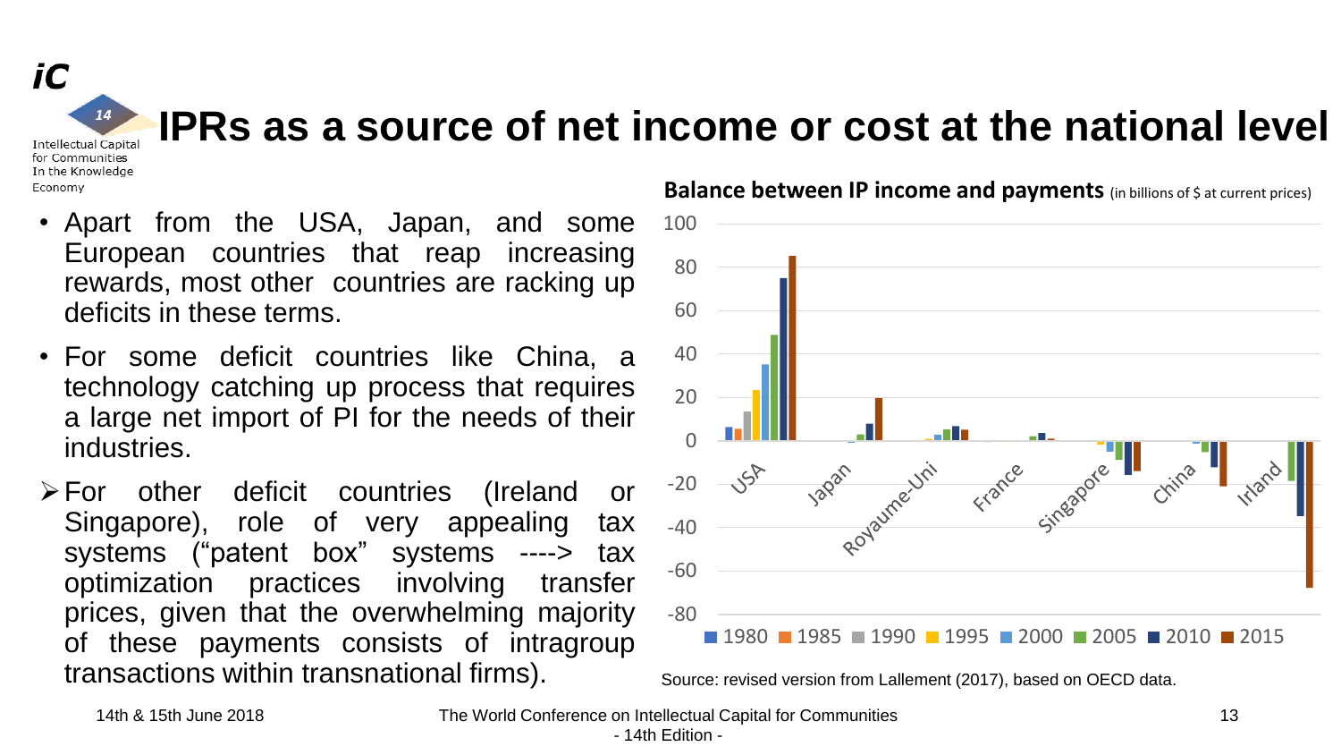*iC*

14

Intellectual Capital for Communities In the Knowledge Economy

# IPRs as a source of net income or cost at the national level

- Apart from the USA, Japan, and some European countries that reap increasing rewards, most other countries are racking up deficits in these terms.
- For some deficit countries like China, a technology catching up process that requires a large net import of PI for the needs of their industries.
- For other deficit countries (Ireland or Singapore), role of very appealing tax systems ("patent box" systems ----> tax optimization practices involving transfer prices, given that the overwhelming majority of these payments consists of intragroup transactions within transnational firms).

**Balance between IP income and payments** (in billions of $ at current prices)

100
80
60
40
20
0
-20
-40
-60
-80

USA
Japan
Royaume-Uni
France
Singapore
China
Irland

1980 1985 1990 1995 2000 2005 2010 2015

Source: revised version from Lallement (2017), based on OECD data.